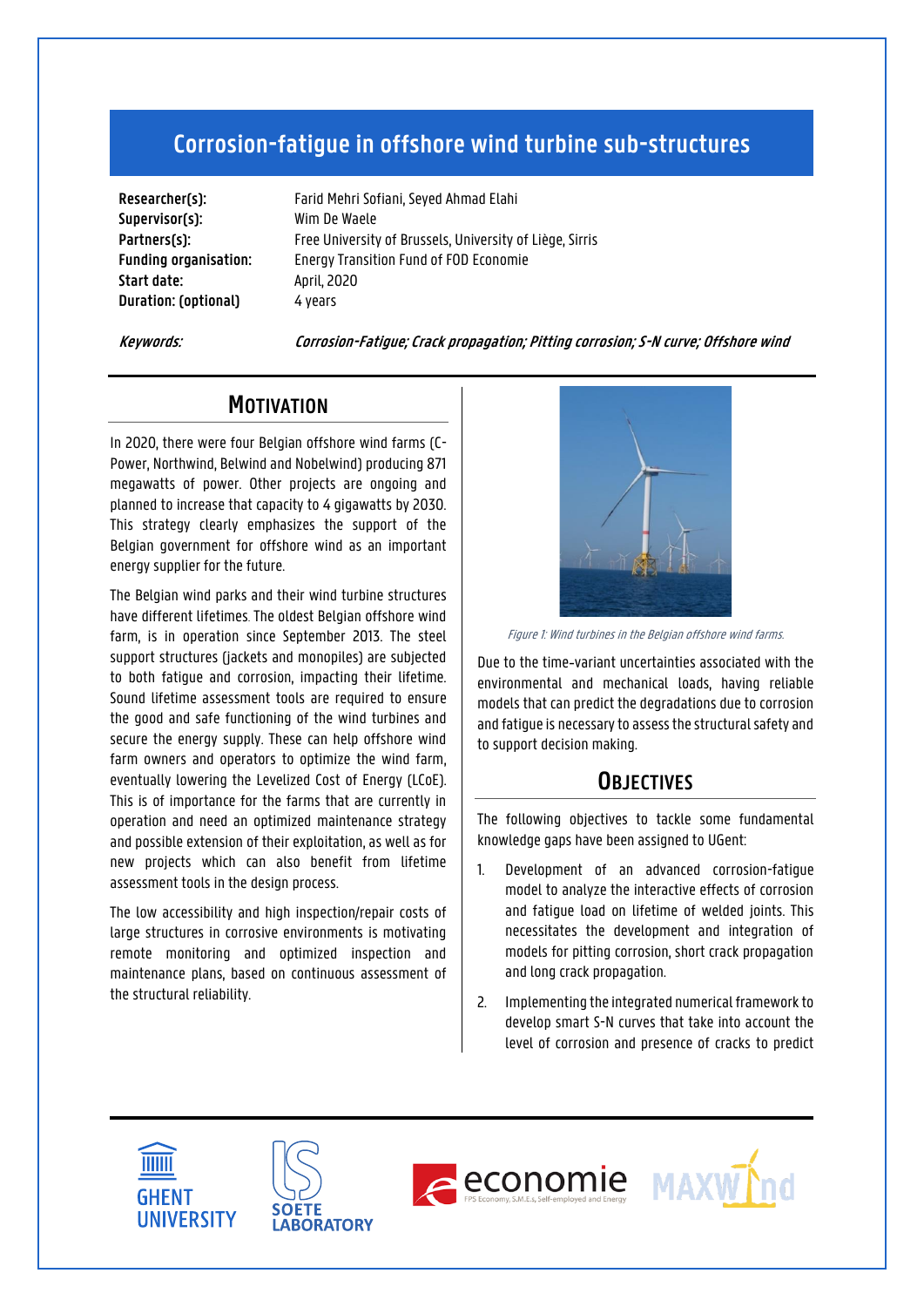# Corrosion-fatigue in offshore wind turbine sub-structures

**Researcher(s):** Farid Mehri Sofiani, Seyed Ahmad Elahi
**Supervisor(s):** Wim De Waele
**Partners(s):** Free University of Brussels, University of Liège, Sirris
**Funding organisation:** Energy Transition Fund of FOD Economie
**Start date:** April, 2020
**Duration: (optional)** 4 years

***Keywords:*** ***Corrosion-Fatigue; Crack propagation; Pitting corrosion; S-N curve; Offshore wind***

## Motivation

In 2020, there were four Belgian offshore wind farms (C-Power, Northwind, Belwind and Nobelwind) producing 871 megawatts of power. Other projects are ongoing and planned to increase that capacity to 4 gigawatts by 2030. This strategy clearly emphasizes the support of the Belgian government for offshore wind as an important energy supplier for the future.

The Belgian wind parks and their wind turbine structures have different lifetimes. The oldest Belgian offshore wind farm, is in operation since September 2013. The steel support structures (jackets and monopiles) are subjected to both fatigue and corrosion, impacting their lifetime. Sound lifetime assessment tools are required to ensure the good and safe functioning of the wind turbines and secure the energy supply. These can help offshore wind farm owners and operators to optimize the wind farm, eventually lowering the Levelized Cost of Energy (LCoE). This is of importance for the farms that are currently in operation and need an optimized maintenance strategy and possible extension of their exploitation, as well as for new projects which can also benefit from lifetime assessment tools in the design process.

The low accessibility and high inspection/repair costs of large structures in corrosive environments is motivating remote monitoring and optimized inspection and maintenance plans, based on continuous assessment of the structural reliability.

*Figure 1: Wind turbines in the Belgian offshore wind farms.*

Due to the time-variant uncertainties associated with the environmental and mechanical loads, having reliable models that can predict the degradations due to corrosion and fatigue is necessary to assess the structural safety and to support decision making.

## Objectives

The following objectives to tackle some fundamental knowledge gaps have been assigned to UGent:

1. Development of an advanced corrosion-fatigue model to analyze the interactive effects of corrosion and fatigue load on lifetime of welded joints. This necessitates the development and integration of models for pitting corrosion, short crack propagation and long crack propagation.
2. Implementing the integrated numerical framework to develop smart S-N curves that take into account the level of corrosion and presence of cracks to predict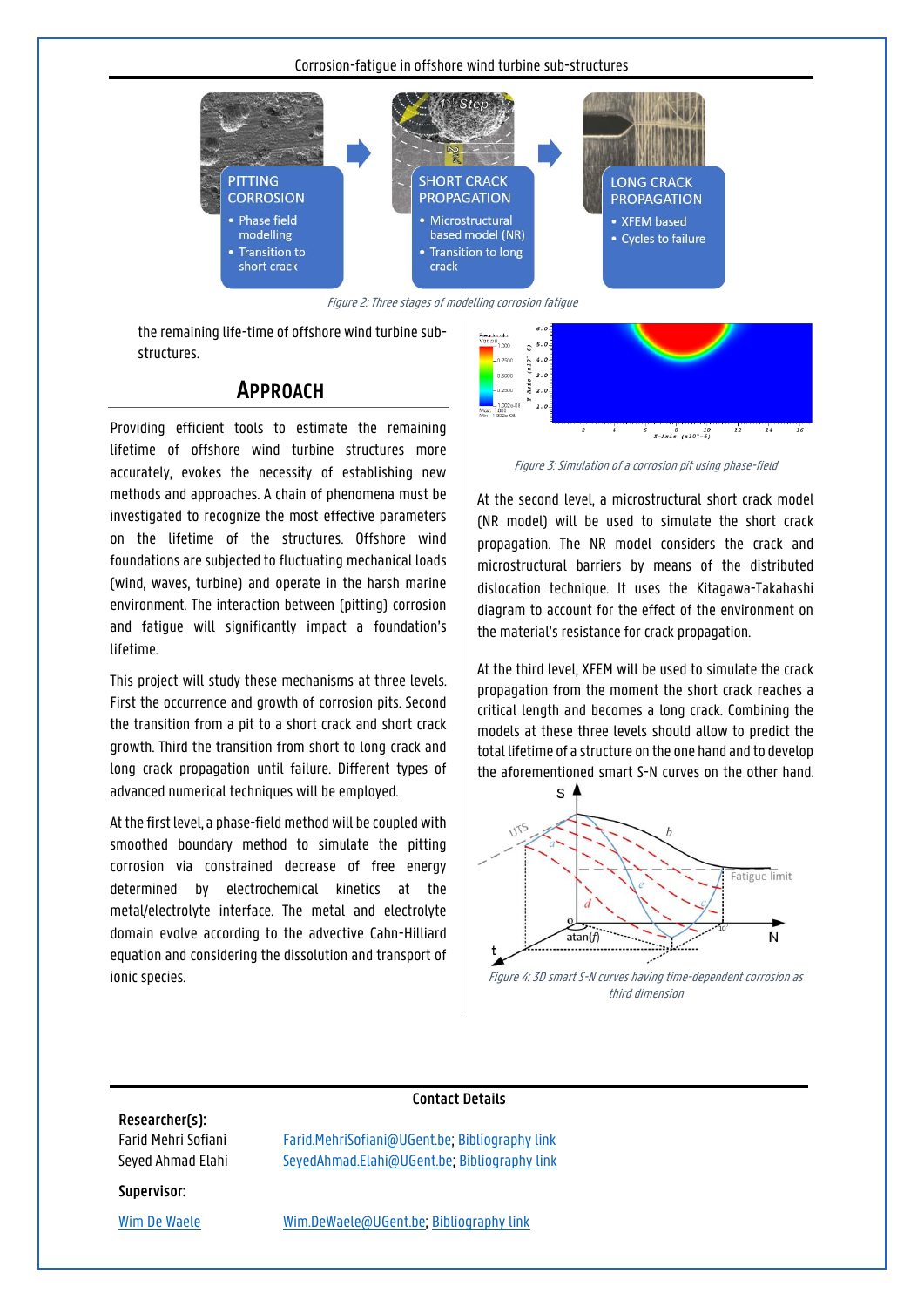PITTING CORROSION
- Phase field modelling
- Transition to short crack

SHORT CRACK PROPAGATION
- Microstructural based model (NR)
- Transition to long crack

LONG CRACK PROPAGATION
- XFEM based
- Cycles to failure

*Figure 2: Three stages of modelling corrosion fatigue*

the remaining life-time of offshore wind turbine sub-structures.

## Approach

Providing efficient tools to estimate the remaining lifetime of offshore wind turbine structures more accurately, evokes the necessity of establishing new methods and approaches. A chain of phenomena must be investigated to recognize the most effective parameters on the lifetime of the structures. Offshore wind foundations are subjected to fluctuating mechanical loads (wind, waves, turbine) and operate in the harsh marine environment. The interaction between (pitting) corrosion and fatigue will significantly impact a foundation's lifetime.

This project will study these mechanisms at three levels. First the occurrence and growth of corrosion pits. Second the transition from a pit to a short crack and short crack growth. Third the transition from short to long crack and long crack propagation until failure. Different types of advanced numerical techniques will be employed.

At the first level, a phase-field method will be coupled with smoothed boundary method to simulate the pitting corrosion via constrained decrease of free energy determined by electrochemical kinetics at the metal/electrolyte interface. The metal and electrolyte domain evolve according to the advective Cahn-Hilliard equation and considering the dissolution and transport of ionic species.

*Figure 3: Simulation of a corrosion pit using phase-field*

At the second level, a microstructural short crack model (NR model) will be used to simulate the short crack propagation. The NR model considers the crack and microstructural barriers by means of the distributed dislocation technique. It uses the Kitagawa-Takahashi diagram to account for the effect of the environment on the material's resistance for crack propagation.

At the third level, XFEM will be used to simulate the crack propagation from the moment the short crack reaches a critical length and becomes a long crack. Combining the models at these three levels should allow to predict the total lifetime of a structure on the one hand and to develop the aforementioned smart S-N curves on the other hand.

S

UTS

Fatigue limit

N

t

atan(f)

*Figure 4: 3D smart S-N curves having time-dependent corrosion as third dimension*

**Contact Details**

**Researcher(s):**

Farid Mehri Sofiani — Farid.MehriSofiani@UGent.be; Bibliography link

Seyed Ahmad Elahi — SeyedAhmad.Elahi@UGent.be; Bibliography link

**Supervisor:**

Wim De Waele — Wim.DeWaele@UGent.be; Bibliography link